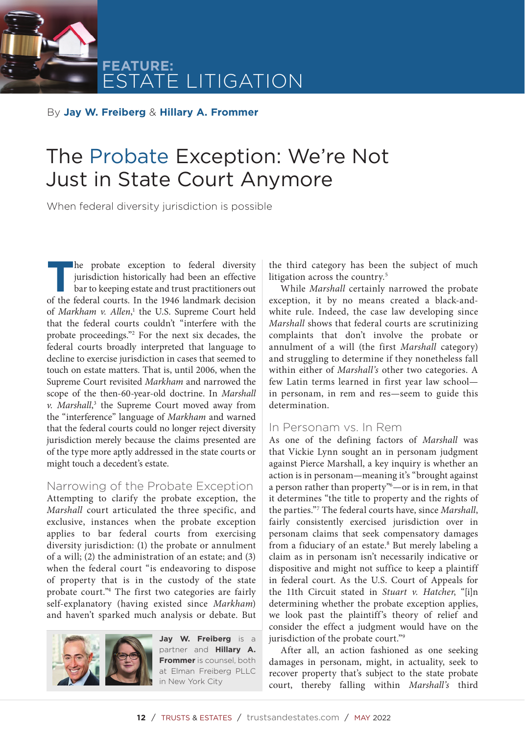FEATURE: ESTATE LITIGATION

By **Jay W. Freiberg** & **Hillary A. Frommer**

# The Probate Exception: We're Not Just in State Court Anymore

When federal diversity jurisdiction is possible

The probate exception to federal diversity jurisdiction historically had been an effective bar to keeping estate and trust practitioners out of the federal courts. In the 1946 landmark decision of *Markham v. Allen*,[1] the U.S. Supreme Court held that the federal courts couldn't "interfere with the probate proceedings."[2] For the next six decades, the federal courts broadly interpreted that language to decline to exercise jurisdiction in cases that seemed to touch on estate matters. That is, until 2006, when the Supreme Court revisited *Markham* and narrowed the scope of the then-60-year-old doctrine. In *Marshall v. Marshall*,[3] the Supreme Court moved away from the "interference" language of *Markham* and warned that the federal courts could no longer reject diversity jurisdiction merely because the claims presented are of the type more aptly addressed in the state courts or might touch a decedent's estate.

## Narrowing of the Probate Exception

Attempting to clarify the probate exception, the *Marshall* court articulated the three specific, and exclusive, instances when the probate exception applies to bar federal courts from exercising diversity jurisdiction: (1) the probate or annulment of a will; (2) the administration of an estate; and (3) when the federal court "is endeavoring to dispose of property that is in the custody of the state probate court."[4] The first two categories are fairly self-explanatory (having existed since *Markham*) and haven't sparked much analysis or debate. But the third category has been the subject of much litigation across the country.[5]

While *Marshall* certainly narrowed the probate exception, it by no means created a black-and-white rule. Indeed, the case law developing since *Marshall* shows that federal courts are scrutinizing complaints that don't involve the probate or annulment of a will (the first *Marshall* category) and struggling to determine if they nonetheless fall within either of *Marshall's* other two categories. A few Latin terms learned in first year law school—in personam, in rem and res—seem to guide this determination.

## In Personam vs. In Rem

As one of the defining factors of *Marshall* was that Vickie Lynn sought an in personam judgment against Pierce Marshall, a key inquiry is whether an action is in personam—meaning it's "brought against a person rather than property"[6]—or is in rem, in that it determines "the title to property and the rights of the parties."[7] The federal courts have, since *Marshall*, fairly consistently exercised jurisdiction over in personam claims that seek compensatory damages from a fiduciary of an estate.[8] But merely labeling a claim as in personam isn't necessarily indicative or dispositive and might not suffice to keep a plaintiff in federal court. As the U.S. Court of Appeals for the 11th Circuit stated in *Stuart v. Hatcher*, "[i]n determining whether the probate exception applies, we look past the plaintiff's theory of relief and consider the effect a judgment would have on the jurisdiction of the probate court."[9]

After all, an action fashioned as one seeking damages in personam, might, in actuality, seek to recover property that's subject to the state probate court, thereby falling within *Marshall's* third

**Jay W. Freiberg** is a partner and **Hillary A. Frommer** is counsel, both at Elman Freiberg PLLC in New York City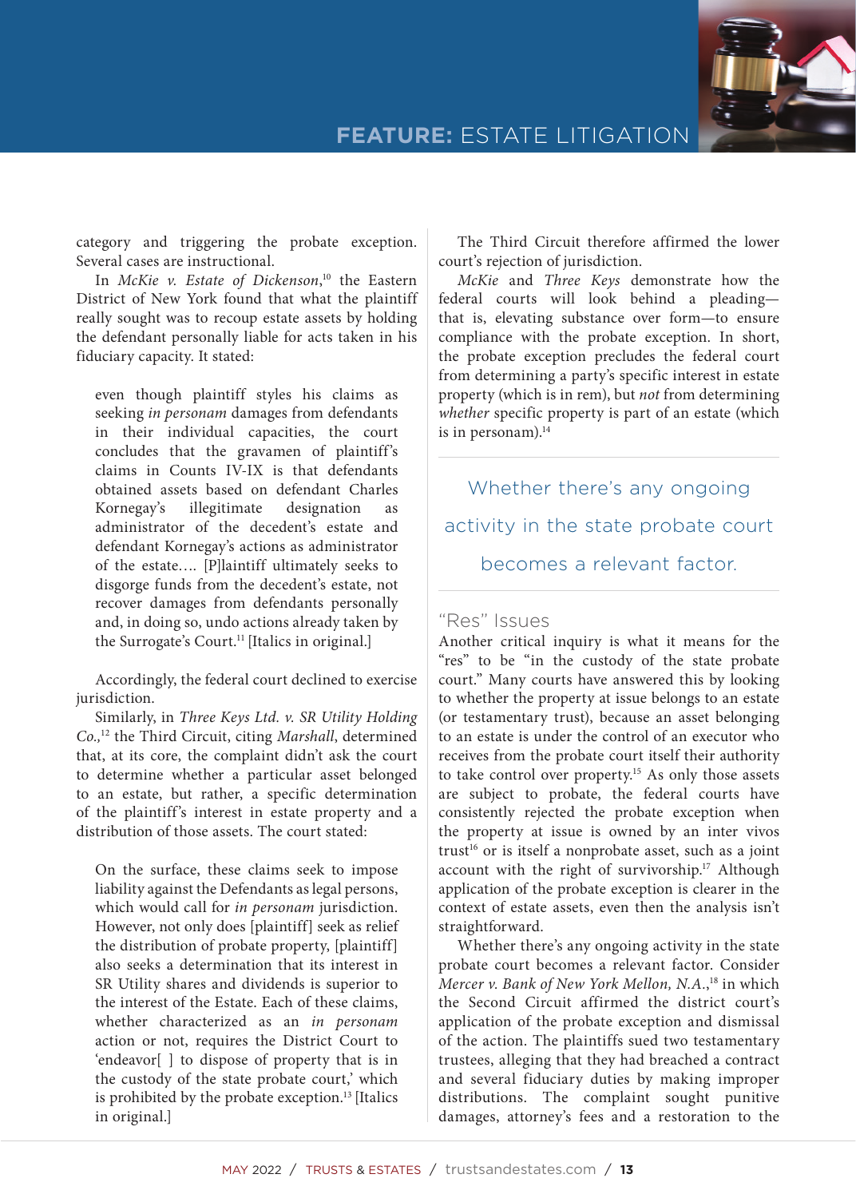category and triggering the probate exception. Several cases are instructional.

In *McKie v. Estate of Dickenson*,[10] the Eastern District of New York found that what the plaintiff really sought was to recoup estate assets by holding the defendant personally liable for acts taken in his fiduciary capacity. It stated:

> even though plaintiff styles his claims as seeking *in personam* damages from defendants in their individual capacities, the court concludes that the gravamen of plaintiff's claims in Counts IV-IX is that defendants obtained assets based on defendant Charles Kornegay's illegitimate designation as administrator of the decedent's estate and defendant Kornegay's actions as administrator of the estate…. [P]laintiff ultimately seeks to disgorge funds from the decedent's estate, not recover damages from defendants personally and, in doing so, undo actions already taken by the Surrogate's Court.[11] [Italics in original.]

Accordingly, the federal court declined to exercise jurisdiction.

Similarly, in *Three Keys Ltd. v. SR Utility Holding Co.*,[12] the Third Circuit, citing *Marshall*, determined that, at its core, the complaint didn't ask the court to determine whether a particular asset belonged to an estate, but rather, a specific determination of the plaintiff's interest in estate property and a distribution of those assets. The court stated:

> On the surface, these claims seek to impose liability against the Defendants as legal persons, which would call for *in personam* jurisdiction. However, not only does [plaintiff] seek as relief the distribution of probate property, [plaintiff] also seeks a determination that its interest in SR Utility shares and dividends is superior to the interest of the Estate. Each of these claims, whether characterized as an *in personam* action or not, requires the District Court to 'endeavor[ ] to dispose of property that is in the custody of the state probate court,' which is prohibited by the probate exception.[13] [Italics in original.]

The Third Circuit therefore affirmed the lower court's rejection of jurisdiction.

*McKie* and *Three Keys* demonstrate how the federal courts will look behind a pleading—that is, elevating substance over form—to ensure compliance with the probate exception. In short, the probate exception precludes the federal court from determining a party's specific interest in estate property (which is in rem), but *not* from determining *whether* specific property is part of an estate (which is in personam).[14]

> Whether there's any ongoing activity in the state probate court becomes a relevant factor.

## "Res" Issues

Another critical inquiry is what it means for the "res" to be "in the custody of the state probate court." Many courts have answered this by looking to whether the property at issue belongs to an estate (or testamentary trust), because an asset belonging to an estate is under the control of an executor who receives from the probate court itself their authority to take control over property.[15] As only those assets are subject to probate, the federal courts have consistently rejected the probate exception when the property at issue is owned by an inter vivos trust[16] or is itself a nonprobate asset, such as a joint account with the right of survivorship.[17] Although application of the probate exception is clearer in the context of estate assets, even then the analysis isn't straightforward.

Whether there's any ongoing activity in the state probate court becomes a relevant factor. Consider *Mercer v. Bank of New York Mellon, N.A.*,[18] in which the Second Circuit affirmed the district court's application of the probate exception and dismissal of the action. The plaintiffs sued two testamentary trustees, alleging that they had breached a contract and several fiduciary duties by making improper distributions. The complaint sought punitive damages, attorney's fees and a restoration to the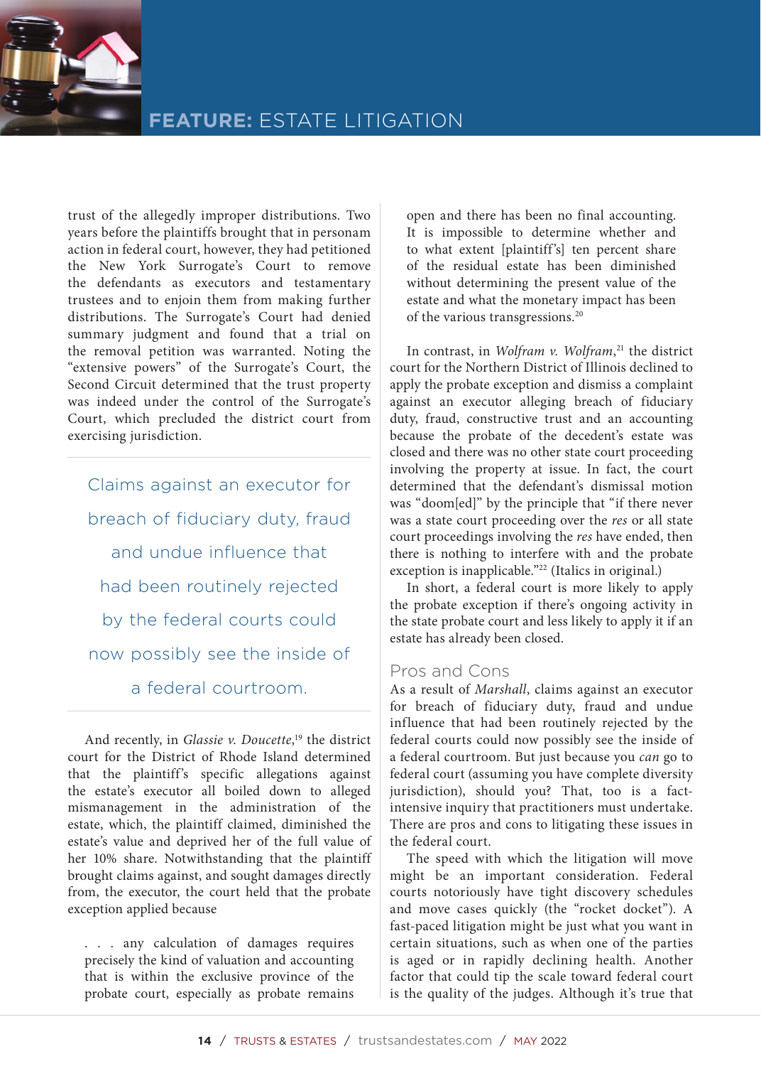trust of the allegedly improper distributions. Two years before the plaintiffs brought that in personam action in federal court, however, they had petitioned the New York Surrogate's Court to remove the defendants as executors and testamentary trustees and to enjoin them from making further distributions. The Surrogate's Court had denied summary judgment and found that a trial on the removal petition was warranted. Noting the "extensive powers" of the Surrogate's Court, the Second Circuit determined that the trust property was indeed under the control of the Surrogate's Court, which precluded the district court from exercising jurisdiction.

> Claims against an executor for breach of fiduciary duty, fraud and undue influence that had been routinely rejected by the federal courts could now possibly see the inside of a federal courtroom.

And recently, in *Glassie v. Doucette*,[19] the district court for the District of Rhode Island determined that the plaintiff's specific allegations against the estate's executor all boiled down to alleged mismanagement in the administration of the estate, which, the plaintiff claimed, diminished the estate's value and deprived her of the full value of her 10% share. Notwithstanding that the plaintiff brought claims against, and sought damages directly from, the executor, the court held that the probate exception applied because

> . . . any calculation of damages requires precisely the kind of valuation and accounting that is within the exclusive province of the probate court, especially as probate remains open and there has been no final accounting. It is impossible to determine whether and to what extent [plaintiff's] ten percent share of the residual estate has been diminished without determining the present value of the estate and what the monetary impact has been of the various transgressions.[20]

In contrast, in *Wolfram v. Wolfram*,[21] the district court for the Northern District of Illinois declined to apply the probate exception and dismiss a complaint against an executor alleging breach of fiduciary duty, fraud, constructive trust and an accounting because the probate of the decedent's estate was closed and there was no other state court proceeding involving the property at issue. In fact, the court determined that the defendant's dismissal motion was "doom[ed]" by the principle that "if there never was a state court proceeding over the *res* or all state court proceedings involving the *res* have ended, then there is nothing to interfere with and the probate exception is inapplicable."[22] (Italics in original.)

In short, a federal court is more likely to apply the probate exception if there's ongoing activity in the state probate court and less likely to apply it if an estate has already been closed.

## Pros and Cons

As a result of *Marshall*, claims against an executor for breach of fiduciary duty, fraud and undue influence that had been routinely rejected by the federal courts could now possibly see the inside of a federal courtroom. But just because you *can* go to federal court (assuming you have complete diversity jurisdiction), should you? That, too is a fact-intensive inquiry that practitioners must undertake. There are pros and cons to litigating these issues in the federal court.

The speed with which the litigation will move might be an important consideration. Federal courts notoriously have tight discovery schedules and move cases quickly (the "rocket docket"). A fast-paced litigation might be just what you want in certain situations, such as when one of the parties is aged or in rapidly declining health. Another factor that could tip the scale toward federal court is the quality of the judges. Although it's true that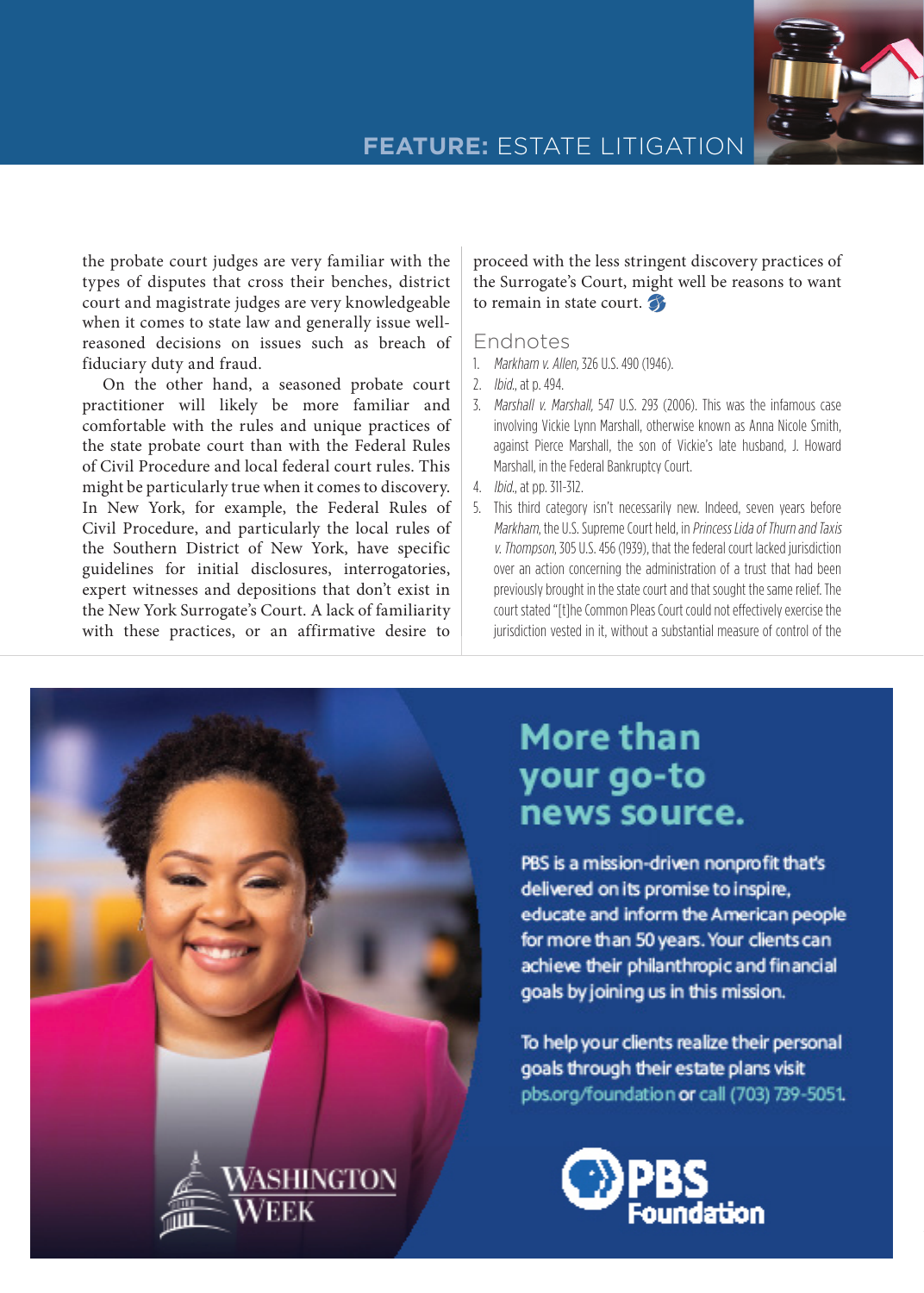the probate court judges are very familiar with the types of disputes that cross their benches, district court and magistrate judges are very knowledgeable when it comes to state law and generally issue well-reasoned decisions on issues such as breach of fiduciary duty and fraud.

On the other hand, a seasoned probate court practitioner will likely be more familiar and comfortable with the rules and unique practices of the state probate court than with the Federal Rules of Civil Procedure and local federal court rules. This might be particularly true when it comes to discovery. In New York, for example, the Federal Rules of Civil Procedure, and particularly the local rules of the Southern District of New York, have specific guidelines for initial disclosures, interrogatories, expert witnesses and depositions that don't exist in the New York Surrogate's Court. A lack of familiarity with these practices, or an affirmative desire to proceed with the less stringent discovery practices of the Surrogate's Court, might well be reasons to want to remain in state court.

## Endnotes

1. *Markham v. Allen*, 326 U.S. 490 (1946).
2. *Ibid.*, at p. 494.
3. *Marshall v. Marshall*, 547 U.S. 293 (2006). This was the infamous case involving Vickie Lynn Marshall, otherwise known as Anna Nicole Smith, against Pierce Marshall, the son of Vickie's late husband, J. Howard Marshall, in the Federal Bankruptcy Court.
4. *Ibid.*, at pp. 311-312.
5. This third category isn't necessarily new. Indeed, seven years before *Markham*, the U.S. Supreme Court held, in *Princess Lida of Thurn and Taxis v. Thompson*, 305 U.S. 456 (1939), that the federal court lacked jurisdiction over an action concerning the administration of a trust that had been previously brought in the state court and that sought the same relief. The court stated "[t]he Common Pleas Court could not effectively exercise the jurisdiction vested in it, without a substantial measure of control of the

More than your go-to news source.

PBS is a mission-driven nonprofit that's delivered on its promise to inspire, educate and inform the American people for more than 50 years. Your clients can achieve their philanthropic and financial goals by joining us in this mission.

To help your clients realize their personal goals through their estate plans visit pbs.org/foundation or call (703) 739-5051.

Washington Week

PBS Foundation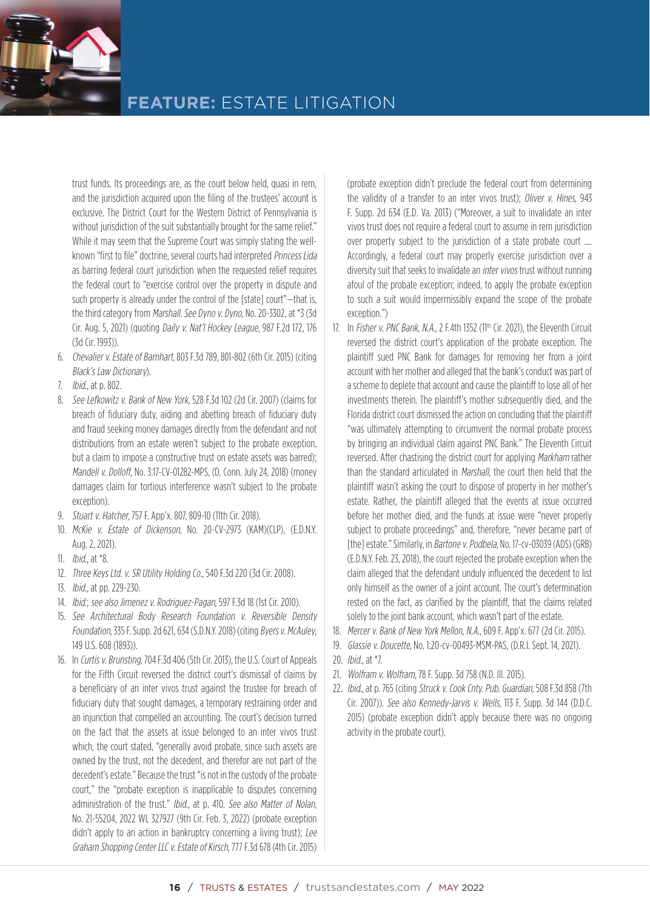trust funds. Its proceedings are, as the court below held, quasi in rem, and the jurisdiction acquired upon the filing of the trustees' account is exclusive. The District Court for the Western District of Pennsylvania is without jurisdiction of the suit substantially brought for the same relief." While it may seem that the Supreme Court was simply stating the well-known "first to file" doctrine, several courts had interpreted *Princess Lida* as barring federal court jurisdiction when the requested relief requires the federal court to "exercise control over the property in dispute and such property is already under the control of the [state] court"—that is, the third category from *Marshall*. *See Dyno v. Dyno*, No. 20-3302, at *3 (3d Cir. Aug. 5, 2021) (quoting *Daily v. Nat'l Hockey League*, 987 F.2d 172, 176 (3d Cir. 1993)).

6. *Chevalier v. Estate of Barnhart*, 803 F.3d 789, 801-802 (6th Cir. 2015) (citing *Black's Law Dictionary*).
7. *Ibid.*, at p. 802.
8. *See Lefkowitz v. Bank of New York*, 528 F.3d 102 (2d Cir. 2007) (claims for breach of fiduciary duty, aiding and abetting breach of fiduciary duty and fraud seeking money damages directly from the defendant and not distributions from an estate weren't subject to the probate exception, but a claim to impose a constructive trust on estate assets was barred); *Mandell v. Dolloff*, No. 3:17-CV-01282-MPS, (D. Conn. July 24, 2018) (money damages claim for tortious interference wasn't subject to the probate exception).
9. *Stuart v. Hatcher*, 757 F. App'x. 807, 809-10 (11th Cir. 2018).
10. *McKie v. Estate of Dickenson*, No. 20-CV-2973 (KAM)(CLP), (E.D.N.Y. Aug. 2, 2021).
11. *Ibid.*, at *8.
12. *Three Keys Ltd. v. SR Utility Holding Co.*, 540 F.3d 220 (3d Cir. 2008).
13. *Ibid.*, at pp. 229-230.
14. *Ibid.*; *see also Jimenez v. Rodriguez-Pagan*, 597 F.3d 18 (1st Cir. 2010).
15. *See Architectural Body Research Foundation v. Reversible Density Foundation*, 335 F. Supp. 2d 621, 634 (S.D.N.Y. 2018) (citing *Byers v. McAuley*, 149 U.S. 608 (1893)).
16. In *Curtis v. Brunsting*, 704 F.3d 406 (5th Cir. 2013), the U.S. Court of Appeals for the Fifth Circuit reversed the district court's dismissal of claims by a beneficiary of an inter vivos trust against the trustee for breach of fiduciary duty that sought damages, a temporary restraining order and an injunction that compelled an accounting. The court's decision turned on the fact that the assets at issue belonged to an inter vivos trust which, the court stated, "generally avoid probate, since such assets are owned by the trust, not the decedent, and therefor are not part of the decedent's estate." Because the trust "is not in the custody of the probate court," the "probate exception is inapplicable to disputes concerning administration of the trust." *Ibid.*, at p. 410. *See also Matter of Nolan*, No. 21-55204, 2022 WL 327927 (9th Cir. Feb. 3, 2022) (probate exception didn't apply to an action in bankruptcy concerning a living trust); *Lee Graham Shopping Center LLC v. Estate of Kirsch*, 777 F.3d 678 (4th Cir. 2015) (probate exception didn't preclude the federal court from determining the validity of a transfer to an inter vivos trust); *Oliver v. Hines*, 943 F. Supp. 2d 634 (E.D. Va. 2013) ("Moreover, a suit to invalidate an inter vivos trust does not require a federal court to assume in rem jurisdiction over property subject to the jurisdiction of a state probate court .... Accordingly, a federal court may properly exercise jurisdiction over a diversity suit that seeks to invalidate an *inter vivos* trust without running afoul of the probate exception; indeed, to apply the probate exception to such a suit would impermissibly expand the scope of the probate exception.")
17. In *Fisher v. PNC Bank, N.A.*, 2 F.4th 1352 (11th Cir. 2021), the Eleventh Circuit reversed the district court's application of the probate exception. The plaintiff sued PNC Bank for damages for removing her from a joint account with her mother and alleged that the bank's conduct was part of a scheme to deplete that account and cause the plaintiff to lose all of her investments therein. The plaintiff's mother subsequently died, and the Florida district court dismissed the action on concluding that the plaintiff "was ultimately attempting to circumvent the normal probate process by bringing an individual claim against PNC Bank." The Eleventh Circuit reversed. After chastising the district court for applying *Markham* rather than the standard articulated in *Marshall*, the court then held that the plaintiff wasn't asking the court to dispose of property in her mother's estate. Rather, the plaintiff alleged that the events at issue occurred before her mother died, and the funds at issue were "never properly subject to probate proceedings" and, therefore, "never became part of [the] estate." Similarly, in *Bartone v. Podbela*, No. 17-cv-03039 (ADS) (GRB) (E.D.N.Y. Feb. 23, 2018), the court rejected the probate exception when the claim alleged that the defendant unduly influenced the decedent to list only himself as the owner of a joint account. The court's determination rested on the fact, as clarified by the plaintiff, that the claims related solely to the joint bank account, which wasn't part of the estate.
18. *Mercer v. Bank of New York Mellon, N.A.*, 609 F. App'x. 677 (2d Cir. 2015).
19. *Glassie v. Doucette*, No. 1:20-cv-00493-MSM-PAS, (D.R.I. Sept. 14, 2021).
20. *Ibid.*, at *7.
21. *Wolfram v. Wolfram*, 78 F. Supp. 3d 758 (N.D. Ill. 2015).
22. *Ibid.*, at p. 765 (citing *Struck v. Cook Cnty. Pub. Guardian*, 508 F.3d 858 (7th Cir. 2007)). *See also Kennedy-Jarvis v. Wells*, 113 F. Supp. 3d 144 (D.D.C. 2015) (probate exception didn't apply because there was no ongoing activity in the probate court).